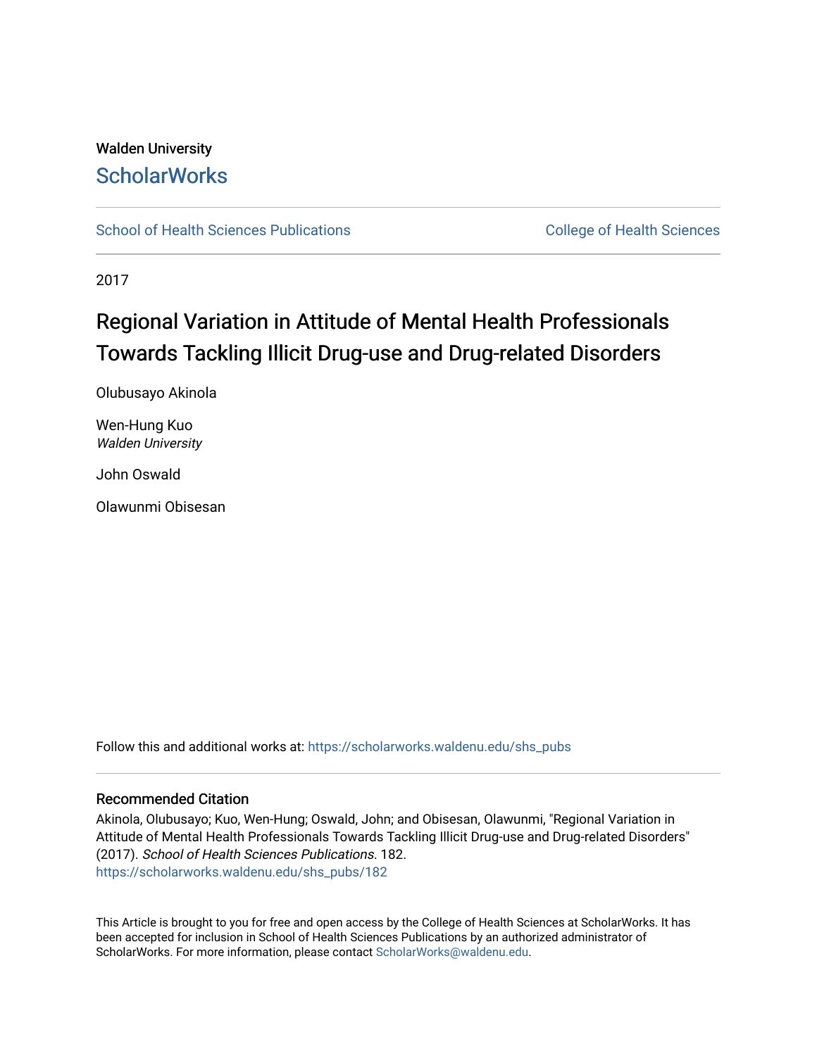Walden University

ScholarWorks

School of Health Sciences Publications

College of Health Sciences

2017

# Regional Variation in Attitude of Mental Health Professionals Towards Tackling Illicit Drug-use and Drug-related Disorders

Olubusayo Akinola

Wen-Hung Kuo
*Walden University*

John Oswald

Olawunmi Obisesan

Follow this and additional works at: https://scholarworks.waldenu.edu/shs_pubs

## Recommended Citation

Akinola, Olubusayo; Kuo, Wen-Hung; Oswald, John; and Obisesan, Olawunmi, "Regional Variation in Attitude of Mental Health Professionals Towards Tackling Illicit Drug-use and Drug-related Disorders" (2017). *School of Health Sciences Publications*. 182.
https://scholarworks.waldenu.edu/shs_pubs/182

This Article is brought to you for free and open access by the College of Health Sciences at ScholarWorks. It has been accepted for inclusion in School of Health Sciences Publications by an authorized administrator of ScholarWorks. For more information, please contact ScholarWorks@waldenu.edu.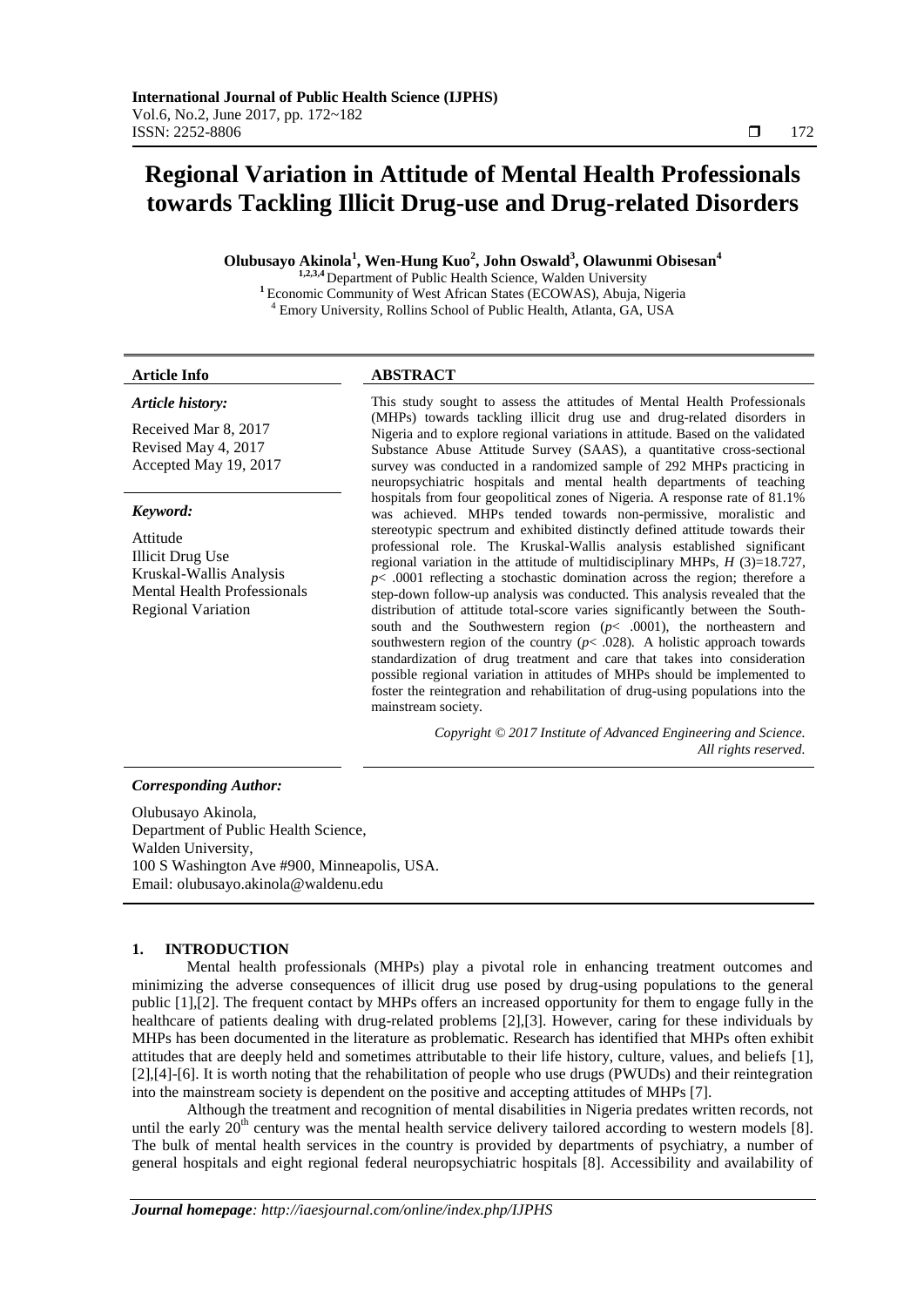# Regional Variation in Attitude of Mental Health Professionals towards Tackling Illicit Drug-use and Drug-related Disorders

**Olubusayo Akinola[1], Wen-Hung Kuo[2], John Oswald[3], Olawunmi Obisesan[4]**

[1,2,3,4] Department of Public Health Science, Walden University
[1] Economic Community of West African States (ECOWAS), Abuja, Nigeria
[4] Emory University, Rollins School of Public Health, Atlanta, GA, USA

**Article Info**

*Article history:*

Received Mar 8, 2017
Revised May 4, 2017
Accepted May 19, 2017

*Keyword:*

Attitude
Illicit Drug Use
Kruskal-Wallis Analysis
Mental Health Professionals
Regional Variation

**ABSTRACT**

This study sought to assess the attitudes of Mental Health Professionals (MHPs) towards tackling illicit drug use and drug-related disorders in Nigeria and to explore regional variations in attitude. Based on the validated Substance Abuse Attitude Survey (SAAS), a quantitative cross-sectional survey was conducted in a randomized sample of 292 MHPs practicing in neuropsychiatric hospitals and mental health departments of teaching hospitals from four geopolitical zones of Nigeria. A response rate of 81.1% was achieved. MHPs tended towards non-permissive, moralistic and stereotypic spectrum and exhibited distinctly defined attitude towards their professional role. The Kruskal-Wallis analysis established significant regional variation in the attitude of multidisciplinary MHPs, $H$ (3)=18.727, $p<$ .0001 reflecting a stochastic domination across the region; therefore a step-down follow-up analysis was conducted. This analysis revealed that the distribution of attitude total-score varies significantly between the South-south and the Southwestern region ($p<$ .0001), the northeastern and southwestern region of the country ($p<$ .028). A holistic approach towards standardization of drug treatment and care that takes into consideration possible regional variation in attitudes of MHPs should be implemented to foster the reintegration and rehabilitation of drug-using populations into the mainstream society.

*Copyright © 2017 Institute of Advanced Engineering and Science. All rights reserved.*

***Corresponding Author:***

Olubusayo Akinola,
Department of Public Health Science,
Walden University,
100 S Washington Ave #900, Minneapolis, USA.
Email: olubusayo.akinola@waldenu.edu

## 1. INTRODUCTION

Mental health professionals (MHPs) play a pivotal role in enhancing treatment outcomes and minimizing the adverse consequences of illicit drug use posed by drug-using populations to the general public [1],[2]. The frequent contact by MHPs offers an increased opportunity for them to engage fully in the healthcare of patients dealing with drug-related problems [2],[3]. However, caring for these individuals by MHPs has been documented in the literature as problematic. Research has identified that MHPs often exhibit attitudes that are deeply held and sometimes attributable to their life history, culture, values, and beliefs [1], [2],[4]-[6]. It is worth noting that the rehabilitation of people who use drugs (PWUDs) and their reintegration into the mainstream society is dependent on the positive and accepting attitudes of MHPs [7].

Although the treatment and recognition of mental disabilities in Nigeria predates written records, not until the early 20th century was the mental health service delivery tailored according to western models [8]. The bulk of mental health services in the country is provided by departments of psychiatry, a number of general hospitals and eight regional federal neuropsychiatric hospitals [8]. Accessibility and availability of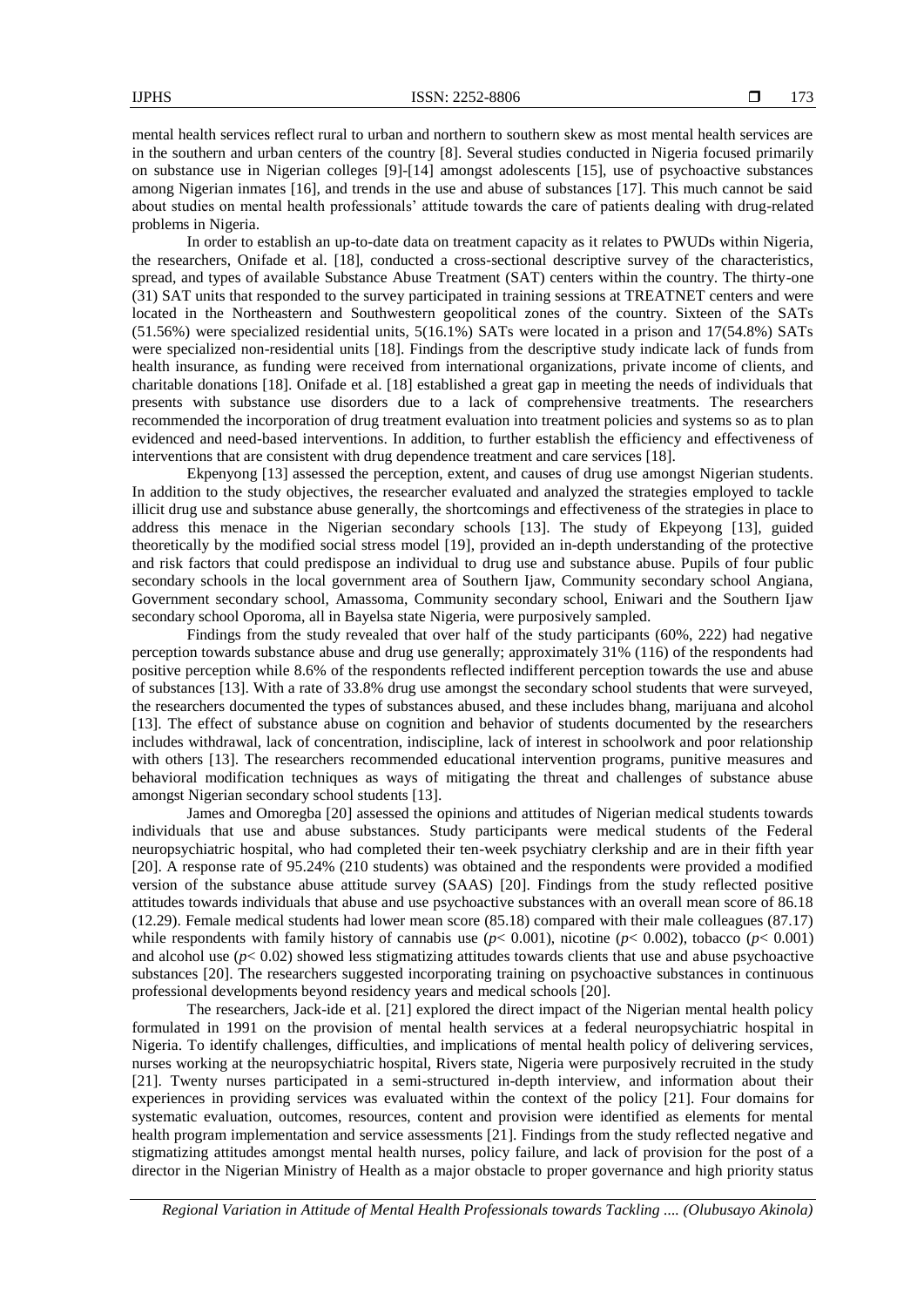mental health services reflect rural to urban and northern to southern skew as most mental health services are in the southern and urban centers of the country [8]. Several studies conducted in Nigeria focused primarily on substance use in Nigerian colleges [9]-[14] amongst adolescents [15], use of psychoactive substances among Nigerian inmates [16], and trends in the use and abuse of substances [17]. This much cannot be said about studies on mental health professionals' attitude towards the care of patients dealing with drug-related problems in Nigeria.

In order to establish an up-to-date data on treatment capacity as it relates to PWUDs within Nigeria, the researchers, Onifade et al. [18], conducted a cross-sectional descriptive survey of the characteristics, spread, and types of available Substance Abuse Treatment (SAT) centers within the country. The thirty-one (31) SAT units that responded to the survey participated in training sessions at TREATNET centers and were located in the Northeastern and Southwestern geopolitical zones of the country. Sixteen of the SATs (51.56%) were specialized residential units, 5(16.1%) SATs were located in a prison and 17(54.8%) SATs were specialized non-residential units [18]. Findings from the descriptive study indicate lack of funds from health insurance, as funding were received from international organizations, private income of clients, and charitable donations [18]. Onifade et al. [18] established a great gap in meeting the needs of individuals that presents with substance use disorders due to a lack of comprehensive treatments. The researchers recommended the incorporation of drug treatment evaluation into treatment policies and systems so as to plan evidenced and need-based interventions. In addition, to further establish the efficiency and effectiveness of interventions that are consistent with drug dependence treatment and care services [18].

Ekpenyong [13] assessed the perception, extent, and causes of drug use amongst Nigerian students. In addition to the study objectives, the researcher evaluated and analyzed the strategies employed to tackle illicit drug use and substance abuse generally, the shortcomings and effectiveness of the strategies in place to address this menace in the Nigerian secondary schools [13]. The study of Ekpeyong [13], guided theoretically by the modified social stress model [19], provided an in-depth understanding of the protective and risk factors that could predispose an individual to drug use and substance abuse. Pupils of four public secondary schools in the local government area of Southern Ijaw, Community secondary school Angiana, Government secondary school, Amassoma, Community secondary school, Eniwari and the Southern Ijaw secondary school Oporoma, all in Bayelsa state Nigeria, were purposively sampled.

Findings from the study revealed that over half of the study participants (60%, 222) had negative perception towards substance abuse and drug use generally; approximately 31% (116) of the respondents had positive perception while 8.6% of the respondents reflected indifferent perception towards the use and abuse of substances [13]. With a rate of 33.8% drug use amongst the secondary school students that were surveyed, the researchers documented the types of substances abused, and these includes bhang, marijuana and alcohol [13]. The effect of substance abuse on cognition and behavior of students documented by the researchers includes withdrawal, lack of concentration, indiscipline, lack of interest in schoolwork and poor relationship with others [13]. The researchers recommended educational intervention programs, punitive measures and behavioral modification techniques as ways of mitigating the threat and challenges of substance abuse amongst Nigerian secondary school students [13].

James and Omoregba [20] assessed the opinions and attitudes of Nigerian medical students towards individuals that use and abuse substances. Study participants were medical students of the Federal neuropsychiatric hospital, who had completed their ten-week psychiatry clerkship and are in their fifth year [20]. A response rate of 95.24% (210 students) was obtained and the respondents were provided a modified version of the substance abuse attitude survey (SAAS) [20]. Findings from the study reflected positive attitudes towards individuals that abuse and use psychoactive substances with an overall mean score of 86.18 (12.29). Female medical students had lower mean score (85.18) compared with their male colleagues (87.17) while respondents with family history of cannabis use ($p < 0.001$), nicotine ($p < 0.002$), tobacco ($p < 0.001$) and alcohol use ($p < 0.02$) showed less stigmatizing attitudes towards clients that use and abuse psychoactive substances [20]. The researchers suggested incorporating training on psychoactive substances in continuous professional developments beyond residency years and medical schools [20].

The researchers, Jack-ide et al. [21] explored the direct impact of the Nigerian mental health policy formulated in 1991 on the provision of mental health services at a federal neuropsychiatric hospital in Nigeria. To identify challenges, difficulties, and implications of mental health policy of delivering services, nurses working at the neuropsychiatric hospital, Rivers state, Nigeria were purposively recruited in the study [21]. Twenty nurses participated in a semi-structured in-depth interview, and information about their experiences in providing services was evaluated within the context of the policy [21]. Four domains for systematic evaluation, outcomes, resources, content and provision were identified as elements for mental health program implementation and service assessments [21]. Findings from the study reflected negative and stigmatizing attitudes amongst mental health nurses, policy failure, and lack of provision for the post of a director in the Nigerian Ministry of Health as a major obstacle to proper governance and high priority status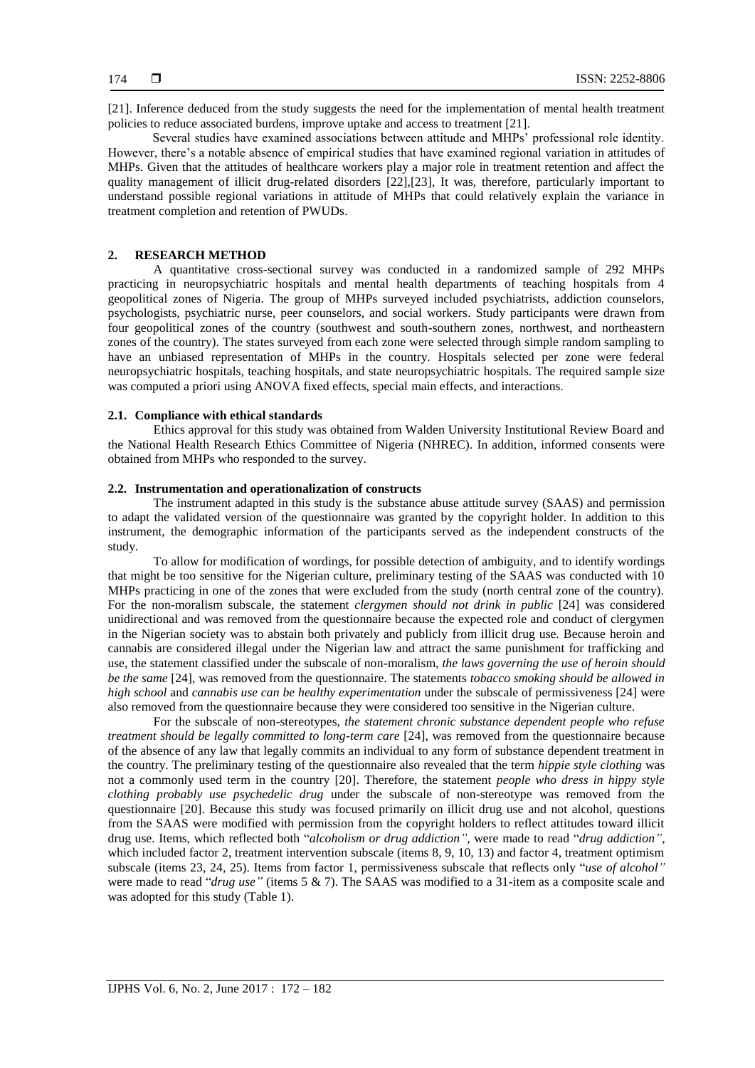[21]. Inference deduced from the study suggests the need for the implementation of mental health treatment policies to reduce associated burdens, improve uptake and access to treatment [21].

Several studies have examined associations between attitude and MHPs' professional role identity. However, there's a notable absence of empirical studies that have examined regional variation in attitudes of MHPs. Given that the attitudes of healthcare workers play a major role in treatment retention and affect the quality management of illicit drug-related disorders [22],[23], It was, therefore, particularly important to understand possible regional variations in attitude of MHPs that could relatively explain the variance in treatment completion and retention of PWUDs.

## 2. RESEARCH METHOD

A quantitative cross-sectional survey was conducted in a randomized sample of 292 MHPs practicing in neuropsychiatric hospitals and mental health departments of teaching hospitals from 4 geopolitical zones of Nigeria. The group of MHPs surveyed included psychiatrists, addiction counselors, psychologists, psychiatric nurse, peer counselors, and social workers. Study participants were drawn from four geopolitical zones of the country (southwest and south-southern zones, northwest, and northeastern zones of the country). The states surveyed from each zone were selected through simple random sampling to have an unbiased representation of MHPs in the country. Hospitals selected per zone were federal neuropsychiatric hospitals, teaching hospitals, and state neuropsychiatric hospitals. The required sample size was computed a priori using ANOVA fixed effects, special main effects, and interactions.

### 2.1. Compliance with ethical standards

Ethics approval for this study was obtained from Walden University Institutional Review Board and the National Health Research Ethics Committee of Nigeria (NHREC). In addition, informed consents were obtained from MHPs who responded to the survey.

### 2.2. Instrumentation and operationalization of constructs

The instrument adapted in this study is the substance abuse attitude survey (SAAS) and permission to adapt the validated version of the questionnaire was granted by the copyright holder. In addition to this instrument, the demographic information of the participants served as the independent constructs of the study.

To allow for modification of wordings, for possible detection of ambiguity, and to identify wordings that might be too sensitive for the Nigerian culture, preliminary testing of the SAAS was conducted with 10 MHPs practicing in one of the zones that were excluded from the study (north central zone of the country). For the non-moralism subscale, the statement *clergymen should not drink in public* [24] was considered unidirectional and was removed from the questionnaire because the expected role and conduct of clergymen in the Nigerian society was to abstain both privately and publicly from illicit drug use. Because heroin and cannabis are considered illegal under the Nigerian law and attract the same punishment for trafficking and use, the statement classified under the subscale of non-moralism, *the laws governing the use of heroin should be the same* [24], was removed from the questionnaire. The statements *tobacco smoking should be allowed in high school* and *cannabis use can be healthy experimentation* under the subscale of permissiveness [24] were also removed from the questionnaire because they were considered too sensitive in the Nigerian culture.

For the subscale of non-stereotypes, *the statement chronic substance dependent people who refuse treatment should be legally committed to long-term care* [24], was removed from the questionnaire because of the absence of any law that legally commits an individual to any form of substance dependent treatment in the country. The preliminary testing of the questionnaire also revealed that the term *hippie style clothing* was not a commonly used term in the country [20]. Therefore, the statement *people who dress in hippy style clothing probably use psychedelic drug* under the subscale of non-stereotype was removed from the questionnaire [20]. Because this study was focused primarily on illicit drug use and not alcohol, questions from the SAAS were modified with permission from the copyright holders to reflect attitudes toward illicit drug use. Items, which reflected both "*alcoholism or drug addiction"*, were made to read "*drug addiction"*, which included factor 2, treatment intervention subscale (items 8, 9, 10, 13) and factor 4, treatment optimism subscale (items 23, 24, 25). Items from factor 1, permissiveness subscale that reflects only "*use of alcohol"* were made to read "*drug use"* (items 5 & 7). The SAAS was modified to a 31-item as a composite scale and was adopted for this study (Table 1).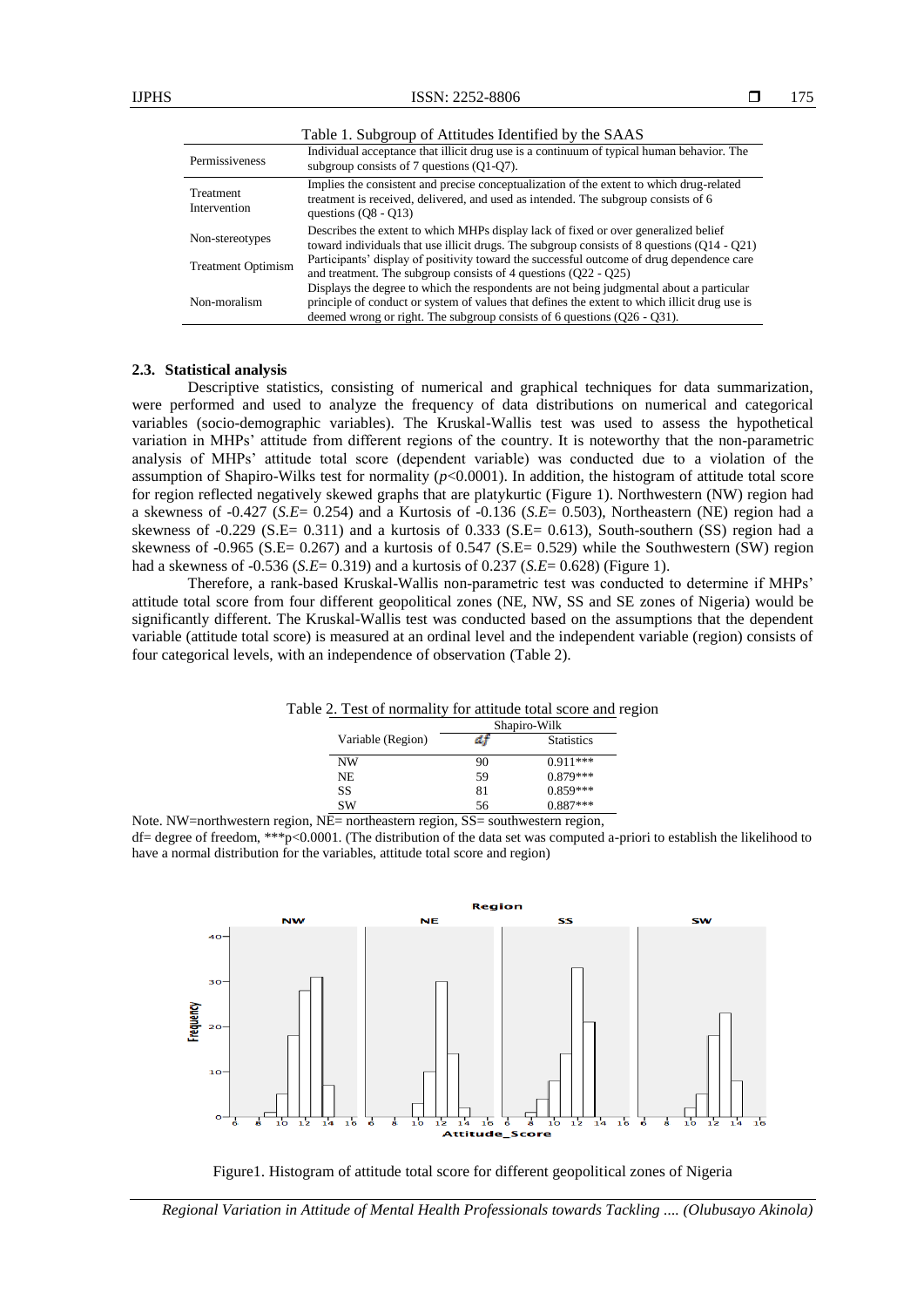Table 1. Subgroup of Attitudes Identified by the SAAS

| | |
|---|---|
| Permissiveness | Individual acceptance that illicit drug use is a continuum of typical human behavior. The subgroup consists of 7 questions (Q1-Q7). |
| Treatment Intervention | Implies the consistent and precise conceptualization of the extent to which drug-related treatment is received, delivered, and used as intended. The subgroup consists of 6 questions (Q8 - Q13) |
| Non-stereotypes | Describes the extent to which MHPs display lack of fixed or over generalized belief toward individuals that use illicit drugs. The subgroup consists of 8 questions (Q14 - Q21) |
| Treatment Optimism | Participants' display of positivity toward the successful outcome of drug dependence care and treatment. The subgroup consists of 4 questions (Q22 - Q25) |
| Non-moralism | Displays the degree to which the respondents are not being judgmental about a particular principle of conduct or system of values that defines the extent to which illicit drug use is deemed wrong or right. The subgroup consists of 6 questions (Q26 - Q31). |

### 2.3. Statistical analysis

Descriptive statistics, consisting of numerical and graphical techniques for data summarization, were performed and used to analyze the frequency of data distributions on numerical and categorical variables (socio-demographic variables). The Kruskal-Wallis test was used to assess the hypothetical variation in MHPs' attitude from different regions of the country. It is noteworthy that the non-parametric analysis of MHPs' attitude total score (dependent variable) was conducted due to a violation of the assumption of Shapiro-Wilks test for normality ($p<0.0001$). In addition, the histogram of attitude total score for region reflected negatively skewed graphs that are platykurtic (Figure 1). Northwestern (NW) region had a skewness of -0.427 (*S.E*= 0.254) and a Kurtosis of -0.136 (*S.E*= 0.503), Northeastern (NE) region had a skewness of -0.229 (S.E= 0.311) and a kurtosis of 0.333 (S.E= 0.613), South-southern (SS) region had a skewness of -0.965 (S.E= 0.267) and a kurtosis of 0.547 (S.E= 0.529) while the Southwestern (SW) region had a skewness of -0.536 (*S.E*= 0.319) and a kurtosis of 0.237 (*S.E*= 0.628) (Figure 1).

Therefore, a rank-based Kruskal-Wallis non-parametric test was conducted to determine if MHPs' attitude total score from four different geopolitical zones (NE, NW, SS and SE zones of Nigeria) would be significantly different. The Kruskal-Wallis test was conducted based on the assumptions that the dependent variable (attitude total score) is measured at an ordinal level and the independent variable (region) consists of four categorical levels, with an independence of observation (Table 2).

Table 2. Test of normality for attitude total score and region

| Variable (Region) | Shapiro-Wilk | |
|---|---|---|
| | *df* | Statistics |
| NW | 90 | 0.911*** |
| NE | 59 | 0.879*** |
| SS | 81 | 0.859*** |
| SW | 56 | 0.887*** |

Note. NW=northwestern region, NE= northeastern region, SS= southwestern region,
df= degree of freedom, ***p<0.0001. (The distribution of the data set was computed a-priori to establish the likelihood to have a normal distribution for the variables, attitude total score and region)

Figure1. Histogram of attitude total score for different geopolitical zones of Nigeria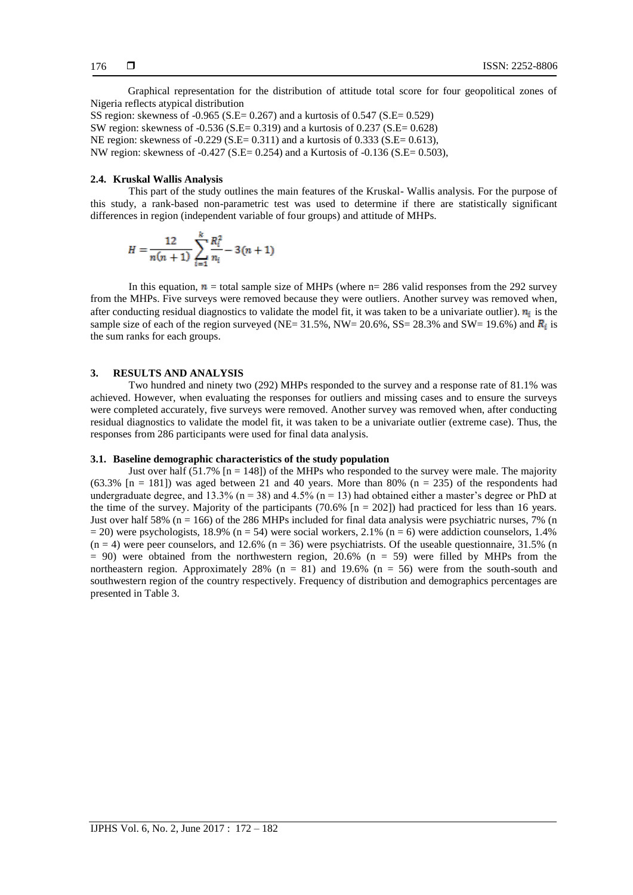Graphical representation for the distribution of attitude total score for four geopolitical zones of Nigeria reflects atypical distribution

SS region: skewness of -0.965 (S.E= 0.267) and a kurtosis of 0.547 (S.E= 0.529)
SW region: skewness of -0.536 (S.E= 0.319) and a kurtosis of 0.237 (S.E= 0.628)
NE region: skewness of -0.229 (S.E= 0.311) and a kurtosis of 0.333 (S.E= 0.613),
NW region: skewness of -0.427 (S.E= 0.254) and a Kurtosis of -0.136 (S.E= 0.503),

### 2.4. Kruskal Wallis Analysis

This part of the study outlines the main features of the Kruskal- Wallis analysis. For the purpose of this study, a rank-based non-parametric test was used to determine if there are statistically significant differences in region (independent variable of four groups) and attitude of MHPs.

$$H = \frac{12}{n(n+1)} \sum_{i=1}^{k} \frac{R_i^2}{n_i} - 3(n+1)$$

In this equation, $n$ = total sample size of MHPs (where n= 286 valid responses from the 292 survey from the MHPs. Five surveys were removed because they were outliers. Another survey was removed when, after conducting residual diagnostics to validate the model fit, it was taken to be a univariate outlier). $n_i$ is the sample size of each of the region surveyed (NE= 31.5%, NW= 20.6%, SS= 28.3% and SW= 19.6%) and $R_i$ is the sum ranks for each groups.

## 3. RESULTS AND ANALYSIS

Two hundred and ninety two (292) MHPs responded to the survey and a response rate of 81.1% was achieved. However, when evaluating the responses for outliers and missing cases and to ensure the surveys were completed accurately, five surveys were removed. Another survey was removed when, after conducting residual diagnostics to validate the model fit, it was taken to be a univariate outlier (extreme case). Thus, the responses from 286 participants were used for final data analysis.

### 3.1. Baseline demographic characteristics of the study population

Just over half (51.7% [n = 148]) of the MHPs who responded to the survey were male. The majority (63.3% [n = 181]) was aged between 21 and 40 years. More than 80% (n = 235) of the respondents had undergraduate degree, and 13.3% (n = 38) and 4.5% (n = 13) had obtained either a master's degree or PhD at the time of the survey. Majority of the participants (70.6% [n = 202]) had practiced for less than 16 years. Just over half 58% (n = 166) of the 286 MHPs included for final data analysis were psychiatric nurses, 7% (n = 20) were psychologists, 18.9% (n = 54) were social workers, 2.1% (n = 6) were addiction counselors, 1.4% (n = 4) were peer counselors, and 12.6% (n = 36) were psychiatrists. Of the useable questionnaire, 31.5% (n = 90) were obtained from the northwestern region, 20.6% (n = 59) were filled by MHPs from the northeastern region. Approximately 28% (n = 81) and 19.6% (n = 56) were from the south-south and southwestern region of the country respectively. Frequency of distribution and demographics percentages are presented in Table 3.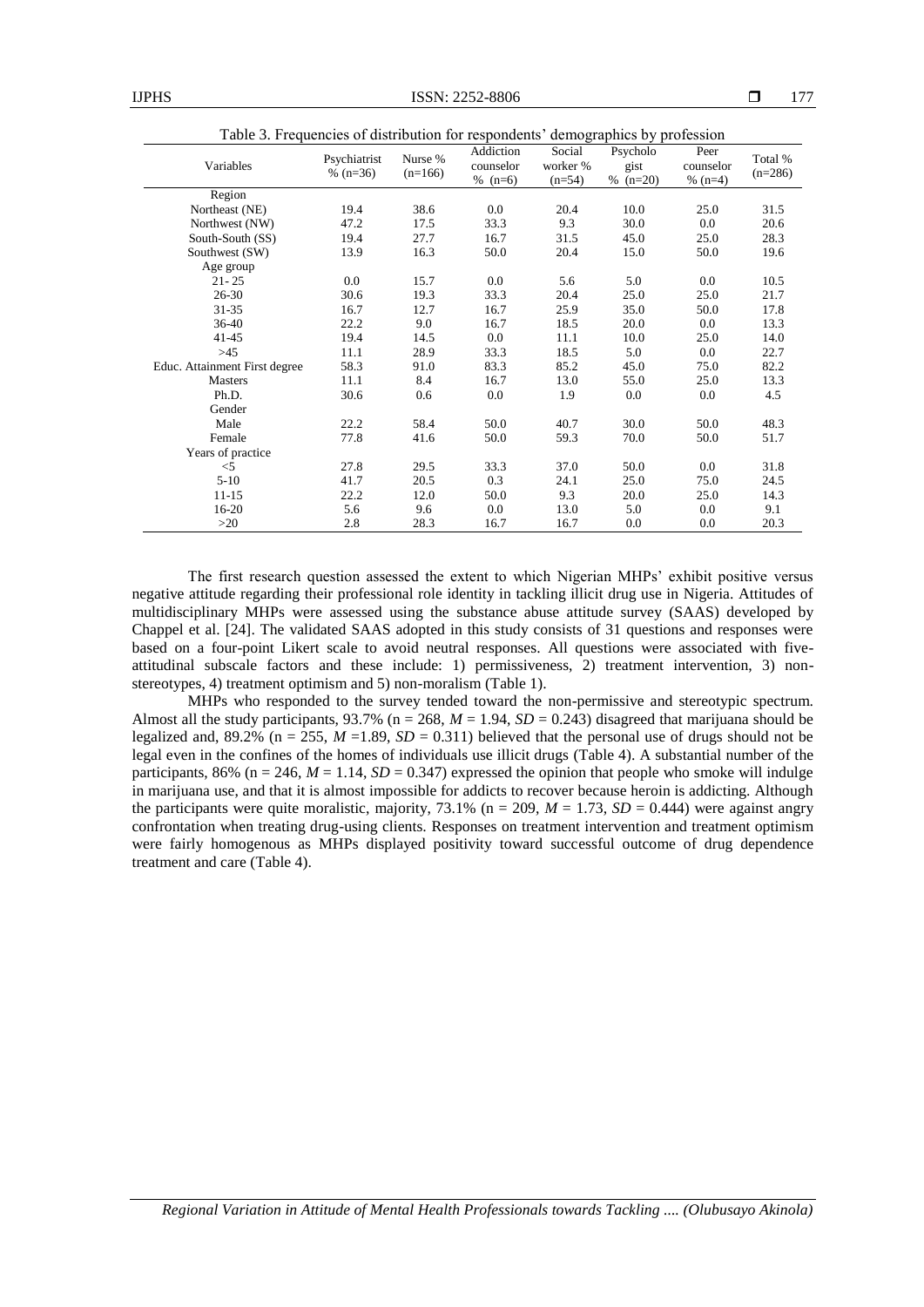Table 3. Frequencies of distribution for respondents' demographics by profession

| Variables | Psychiatrist % (n=36) | Nurse % (n=166) | Addiction counselor % (n=6) | Social worker % (n=54) | Psychologist % (n=20) | Peer counselor % (n=4) | Total % (n=286) |
|---|---|---|---|---|---|---|---|
| Region | | | | | | | |
| Northeast (NE) | 19.4 | 38.6 | 0.0 | 20.4 | 10.0 | 25.0 | 31.5 |
| Northwest (NW) | 47.2 | 17.5 | 33.3 | 9.3 | 30.0 | 0.0 | 20.6 |
| South-South (SS) | 19.4 | 27.7 | 16.7 | 31.5 | 45.0 | 25.0 | 28.3 |
| Southwest (SW) | 13.9 | 16.3 | 50.0 | 20.4 | 15.0 | 50.0 | 19.6 |
| Age group | | | | | | | |
| 21- 25 | 0.0 | 15.7 | 0.0 | 5.6 | 5.0 | 0.0 | 10.5 |
| 26-30 | 30.6 | 19.3 | 33.3 | 20.4 | 25.0 | 25.0 | 21.7 |
| 31-35 | 16.7 | 12.7 | 16.7 | 25.9 | 35.0 | 50.0 | 17.8 |
| 36-40 | 22.2 | 9.0 | 16.7 | 18.5 | 20.0 | 0.0 | 13.3 |
| 41-45 | 19.4 | 14.5 | 0.0 | 11.1 | 10.0 | 25.0 | 14.0 |
| >45 | 11.1 | 28.9 | 33.3 | 18.5 | 5.0 | 0.0 | 22.7 |
| Educ. Attainment First degree | 58.3 | 91.0 | 83.3 | 85.2 | 45.0 | 75.0 | 82.2 |
| Masters | 11.1 | 8.4 | 16.7 | 13.0 | 55.0 | 25.0 | 13.3 |
| Ph.D. | 30.6 | 0.6 | 0.0 | 1.9 | 0.0 | 0.0 | 4.5 |
| Gender | | | | | | | |
| Male | 22.2 | 58.4 | 50.0 | 40.7 | 30.0 | 50.0 | 48.3 |
| Female | 77.8 | 41.6 | 50.0 | 59.3 | 70.0 | 50.0 | 51.7 |
| Years of practice | | | | | | | |
| <5 | 27.8 | 29.5 | 33.3 | 37.0 | 50.0 | 0.0 | 31.8 |
| 5-10 | 41.7 | 20.5 | 0.3 | 24.1 | 25.0 | 75.0 | 24.5 |
| 11-15 | 22.2 | 12.0 | 50.0 | 9.3 | 20.0 | 25.0 | 14.3 |
| 16-20 | 5.6 | 9.6 | 0.0 | 13.0 | 5.0 | 0.0 | 9.1 |
| >20 | 2.8 | 28.3 | 16.7 | 16.7 | 0.0 | 0.0 | 20.3 |

The first research question assessed the extent to which Nigerian MHPs' exhibit positive versus negative attitude regarding their professional role identity in tackling illicit drug use in Nigeria. Attitudes of multidisciplinary MHPs were assessed using the substance abuse attitude survey (SAAS) developed by Chappel et al. [24]. The validated SAAS adopted in this study consists of 31 questions and responses were based on a four-point Likert scale to avoid neutral responses. All questions were associated with five-attitudinal subscale factors and these include: 1) permissiveness, 2) treatment intervention, 3) non-stereotypes, 4) treatment optimism and 5) non-moralism (Table 1).

MHPs who responded to the survey tended toward the non-permissive and stereotypic spectrum. Almost all the study participants, 93.7% (n = 268, $M = 1.94$, $SD = 0.243$) disagreed that marijuana should be legalized and, 89.2% (n = 255, $M = 1.89$, $SD = 0.311$) believed that the personal use of drugs should not be legal even in the confines of the homes of individuals use illicit drugs (Table 4). A substantial number of the participants, 86% (n = 246, $M = 1.14$, $SD = 0.347$) expressed the opinion that people who smoke will indulge in marijuana use, and that it is almost impossible for addicts to recover because heroin is addicting. Although the participants were quite moralistic, majority, 73.1% (n = 209, $M = 1.73$, $SD = 0.444$) were against angry confrontation when treating drug-using clients. Responses on treatment intervention and treatment optimism were fairly homogenous as MHPs displayed positivity toward successful outcome of drug dependence treatment and care (Table 4).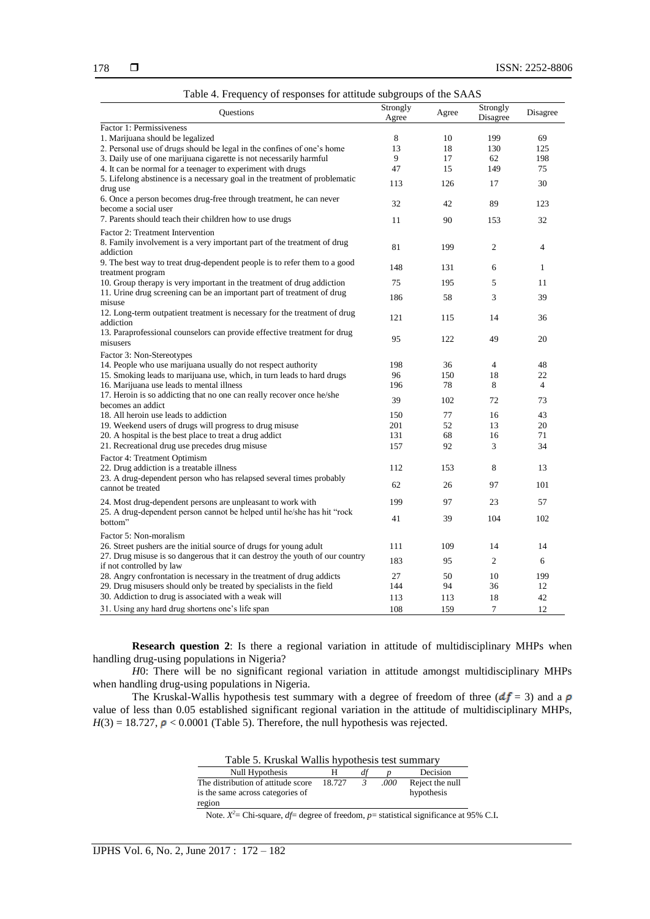Table 4. Frequency of responses for attitude subgroups of the SAAS

| Questions | Strongly Agree | Agree | Strongly Disagree | Disagree |
|---|---|---|---|---|
| Factor 1: Permissiveness | | | | |
| 1. Marijuana should be legalized | 8 | 10 | 199 | 69 |
| 2. Personal use of drugs should be legal in the confines of one's home | 13 | 18 | 130 | 125 |
| 3. Daily use of one marijuana cigarette is not necessarily harmful | 9 | 17 | 62 | 198 |
| 4. It can be normal for a teenager to experiment with drugs | 47 | 15 | 149 | 75 |
| 5. Lifelong abstinence is a necessary goal in the treatment of problematic drug use | 113 | 126 | 17 | 30 |
| 6. Once a person becomes drug-free through treatment, he can never become a social user | 32 | 42 | 89 | 123 |
| 7. Parents should teach their children how to use drugs | 11 | 90 | 153 | 32 |
| Factor 2: Treatment Intervention | | | | |
| 8. Family involvement is a very important part of the treatment of drug addiction | 81 | 199 | 2 | 4 |
| 9. The best way to treat drug-dependent people is to refer them to a good treatment program | 148 | 131 | 6 | 1 |
| 10. Group therapy is very important in the treatment of drug addiction | 75 | 195 | 5 | 11 |
| 11. Urine drug screening can be an important part of treatment of drug misuse | 186 | 58 | 3 | 39 |
| 12. Long-term outpatient treatment is necessary for the treatment of drug addiction | 121 | 115 | 14 | 36 |
| 13. Paraprofessional counselors can provide effective treatment for drug misusers | 95 | 122 | 49 | 20 |
| Factor 3: Non-Stereotypes | | | | |
| 14. People who use marijuana usually do not respect authority | 198 | 36 | 4 | 48 |
| 15. Smoking leads to marijuana use, which, in turn leads to hard drugs | 96 | 150 | 18 | 22 |
| 16. Marijuana use leads to mental illness | 196 | 78 | 8 | 4 |
| 17. Heroin is so addicting that no one can really recover once he/she becomes an addict | 39 | 102 | 72 | 73 |
| 18. All heroin use leads to addiction | 150 | 77 | 16 | 43 |
| 19. Weekend users of drugs will progress to drug misuse | 201 | 52 | 13 | 20 |
| 20. A hospital is the best place to treat a drug addict | 131 | 68 | 16 | 71 |
| 21. Recreational drug use precedes drug misuse | 157 | 92 | 3 | 34 |
| Factor 4: Treatment Optimism | | | | |
| 22. Drug addiction is a treatable illness | 112 | 153 | 8 | 13 |
| 23. A drug-dependent person who has relapsed several times probably cannot be treated | 62 | 26 | 97 | 101 |
| 24. Most drug-dependent persons are unpleasant to work with | 199 | 97 | 23 | 57 |
| 25. A drug-dependent person cannot be helped until he/she has hit "rock bottom" | 41 | 39 | 104 | 102 |
| Factor 5: Non-moralism | | | | |
| 26. Street pushers are the initial source of drugs for young adult | 111 | 109 | 14 | 14 |
| 27. Drug misuse is so dangerous that it can destroy the youth of our country if not controlled by law | 183 | 95 | 2 | 6 |
| 28. Angry confrontation is necessary in the treatment of drug addicts | 27 | 50 | 10 | 199 |
| 29. Drug misusers should only be treated by specialists in the field | 144 | 94 | 36 | 12 |
| 30. Addiction to drug is associated with a weak will | 113 | 113 | 18 | 42 |
| 31. Using any hard drug shortens one's life span | 108 | 159 | 7 | 12 |

**Research question 2**: Is there a regional variation in attitude of multidisciplinary MHPs when handling drug-using populations in Nigeria?

*H*0: There will be no significant regional variation in attitude amongst multidisciplinary MHPs when handling drug-using populations in Nigeria.

The Kruskal-Wallis hypothesis test summary with a degree of freedom of three ($df = 3$) and a $p$ value of less than 0.05 established significant regional variation in the attitude of multidisciplinary MHPs, $H(3) = 18.727$, $p < 0.0001$ (Table 5). Therefore, the null hypothesis was rejected.

Table 5. Kruskal Wallis hypothesis test summary

| Null Hypothesis | H | *df* | *p* | Decision |
|---|---|---|---|---|
| The distribution of attitude score is the same across categories of region | 18.727 | *3* | *.000* | Reject the null hypothesis |

Note. $X^2$= Chi-square, *df*= degree of freedom, *p*= statistical significance at 95% C.I.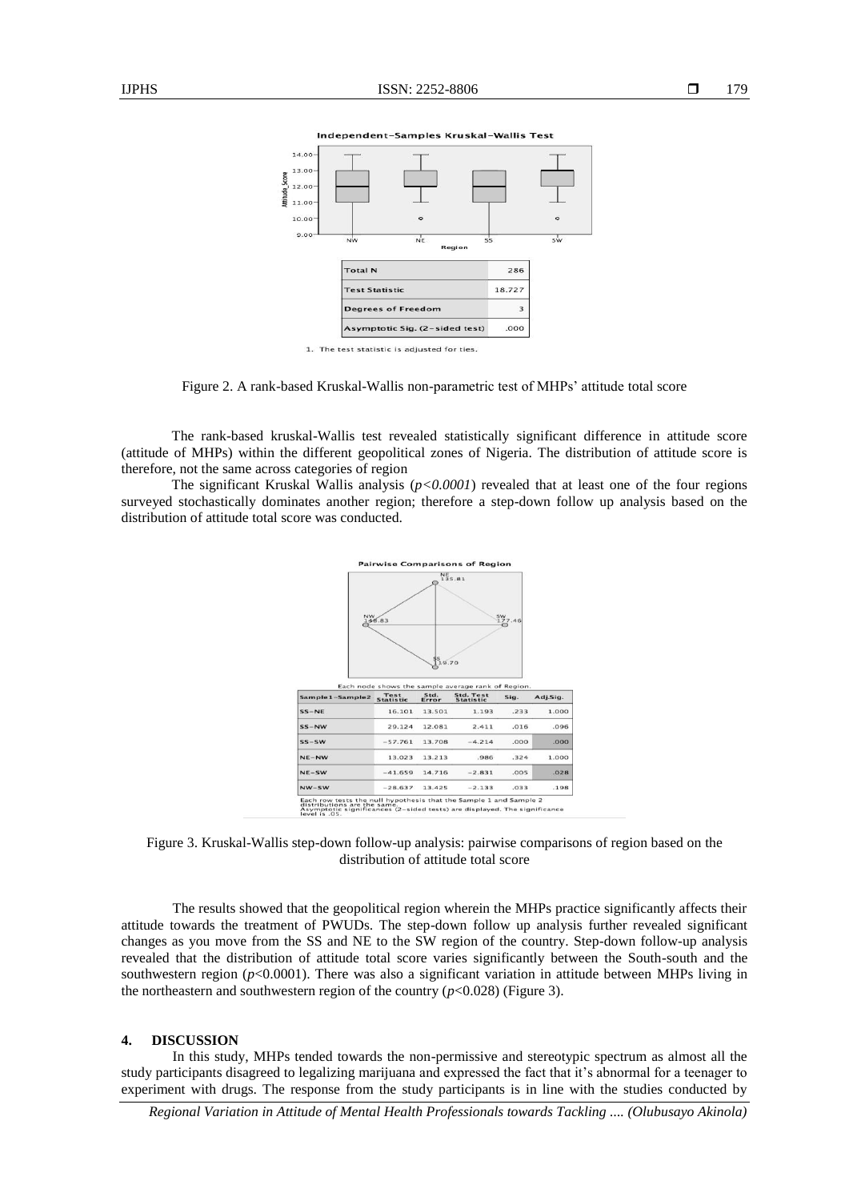Independent-Samples Kruskal-Wallis Test

| Total N | 286 |
|---|---|
| Test Statistic | 18.727 |
| Degrees of Freedom | 3 |
| Asymptotic Sig. (2-sided test) | .000 |

1. The test statistic is adjusted for ties.

Figure 2. A rank-based Kruskal-Wallis non-parametric test of MHPs' attitude total score

The rank-based kruskal-Wallis test revealed statistically significant difference in attitude score (attitude of MHPs) within the different geopolitical zones of Nigeria. The distribution of attitude score is therefore, not the same across categories of region

The significant Kruskal Wallis analysis (*p<0.0001*) revealed that at least one of the four regions surveyed stochastically dominates another region; therefore a step-down follow up analysis based on the distribution of attitude total score was conducted.

Pairwise Comparisons of Region

Each node shows the sample average rank of Region.

| Sample1-Sample2 | Test Statistic | Std. Error | Std. Test Statistic | Sig. | Adj.Sig. |
|---|---|---|---|---|---|
| SS-NE | 16.101 | 13.501 | 1.193 | .233 | 1.000 |
| SS-NW | 29.124 | 12.081 | 2.411 | .016 | .096 |
| SS-SW | -57.761 | 13.708 | -4.214 | .000 | .000 |
| NE-NW | 13.023 | 13.213 | .986 | .324 | 1.000 |
| NE-SW | -41.659 | 14.716 | -2.831 | .005 | .028 |
| NW-SW | -28.637 | 13.425 | -2.133 | .033 | .198 |

Each row tests the null hypothesis that the Sample 1 and Sample 2 distributions are the same.
Asymptotic significances (2-sided tests) are displayed. The significance level is .05.

Figure 3. Kruskal-Wallis step-down follow-up analysis: pairwise comparisons of region based on the distribution of attitude total score

The results showed that the geopolitical region wherein the MHPs practice significantly affects their attitude towards the treatment of PWUDs. The step-down follow up analysis further revealed significant changes as you move from the SS and NE to the SW region of the country. Step-down follow-up analysis revealed that the distribution of attitude total score varies significantly between the South-south and the southwestern region ($p<0.0001$). There was also a significant variation in attitude between MHPs living in the northeastern and southwestern region of the country ($p<0.028$) (Figure 3).

## 4. DISCUSSION

In this study, MHPs tended towards the non-permissive and stereotypic spectrum as almost all the study participants disagreed to legalizing marijuana and expressed the fact that it's abnormal for a teenager to experiment with drugs. The response from the study participants is in line with the studies conducted by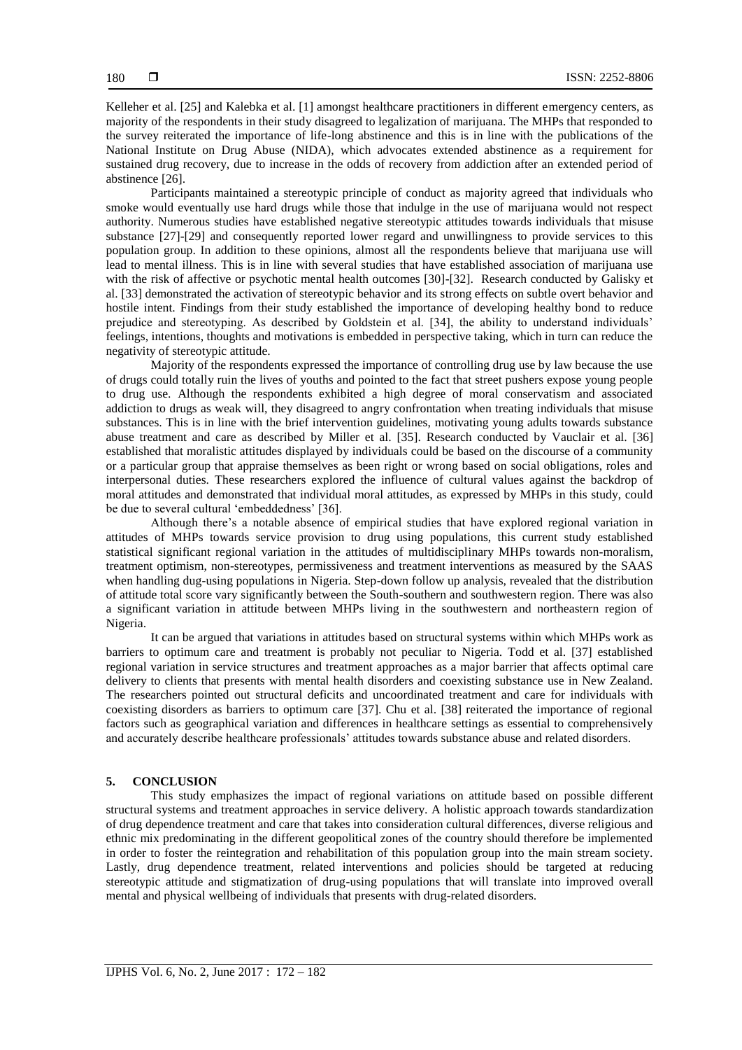Kelleher et al. [25] and Kalebka et al. [1] amongst healthcare practitioners in different emergency centers, as majority of the respondents in their study disagreed to legalization of marijuana. The MHPs that responded to the survey reiterated the importance of life-long abstinence and this is in line with the publications of the National Institute on Drug Abuse (NIDA), which advocates extended abstinence as a requirement for sustained drug recovery, due to increase in the odds of recovery from addiction after an extended period of abstinence [26].

Participants maintained a stereotypic principle of conduct as majority agreed that individuals who smoke would eventually use hard drugs while those that indulge in the use of marijuana would not respect authority. Numerous studies have established negative stereotypic attitudes towards individuals that misuse substance [27]-[29] and consequently reported lower regard and unwillingness to provide services to this population group. In addition to these opinions, almost all the respondents believe that marijuana use will lead to mental illness. This is in line with several studies that have established association of marijuana use with the risk of affective or psychotic mental health outcomes [30]-[32]. Research conducted by Galisky et al. [33] demonstrated the activation of stereotypic behavior and its strong effects on subtle overt behavior and hostile intent. Findings from their study established the importance of developing healthy bond to reduce prejudice and stereotyping. As described by Goldstein et al. [34], the ability to understand individuals' feelings, intentions, thoughts and motivations is embedded in perspective taking, which in turn can reduce the negativity of stereotypic attitude.

Majority of the respondents expressed the importance of controlling drug use by law because the use of drugs could totally ruin the lives of youths and pointed to the fact that street pushers expose young people to drug use. Although the respondents exhibited a high degree of moral conservatism and associated addiction to drugs as weak will, they disagreed to angry confrontation when treating individuals that misuse substances. This is in line with the brief intervention guidelines, motivating young adults towards substance abuse treatment and care as described by Miller et al. [35]. Research conducted by Vauclair et al. [36] established that moralistic attitudes displayed by individuals could be based on the discourse of a community or a particular group that appraise themselves as been right or wrong based on social obligations, roles and interpersonal duties. These researchers explored the influence of cultural values against the backdrop of moral attitudes and demonstrated that individual moral attitudes, as expressed by MHPs in this study, could be due to several cultural 'embeddedness' [36].

Although there's a notable absence of empirical studies that have explored regional variation in attitudes of MHPs towards service provision to drug using populations, this current study established statistical significant regional variation in the attitudes of multidisciplinary MHPs towards non-moralism, treatment optimism, non-stereotypes, permissiveness and treatment interventions as measured by the SAAS when handling dug-using populations in Nigeria. Step-down follow up analysis, revealed that the distribution of attitude total score vary significantly between the South-southern and southwestern region. There was also a significant variation in attitude between MHPs living in the southwestern and northeastern region of Nigeria.

It can be argued that variations in attitudes based on structural systems within which MHPs work as barriers to optimum care and treatment is probably not peculiar to Nigeria. Todd et al. [37] established regional variation in service structures and treatment approaches as a major barrier that affects optimal care delivery to clients that presents with mental health disorders and coexisting substance use in New Zealand. The researchers pointed out structural deficits and uncoordinated treatment and care for individuals with coexisting disorders as barriers to optimum care [37]. Chu et al. [38] reiterated the importance of regional factors such as geographical variation and differences in healthcare settings as essential to comprehensively and accurately describe healthcare professionals' attitudes towards substance abuse and related disorders.

## 5. CONCLUSION

This study emphasizes the impact of regional variations on attitude based on possible different structural systems and treatment approaches in service delivery. A holistic approach towards standardization of drug dependence treatment and care that takes into consideration cultural differences, diverse religious and ethnic mix predominating in the different geopolitical zones of the country should therefore be implemented in order to foster the reintegration and rehabilitation of this population group into the main stream society. Lastly, drug dependence treatment, related interventions and policies should be targeted at reducing stereotypic attitude and stigmatization of drug-using populations that will translate into improved overall mental and physical wellbeing of individuals that presents with drug-related disorders.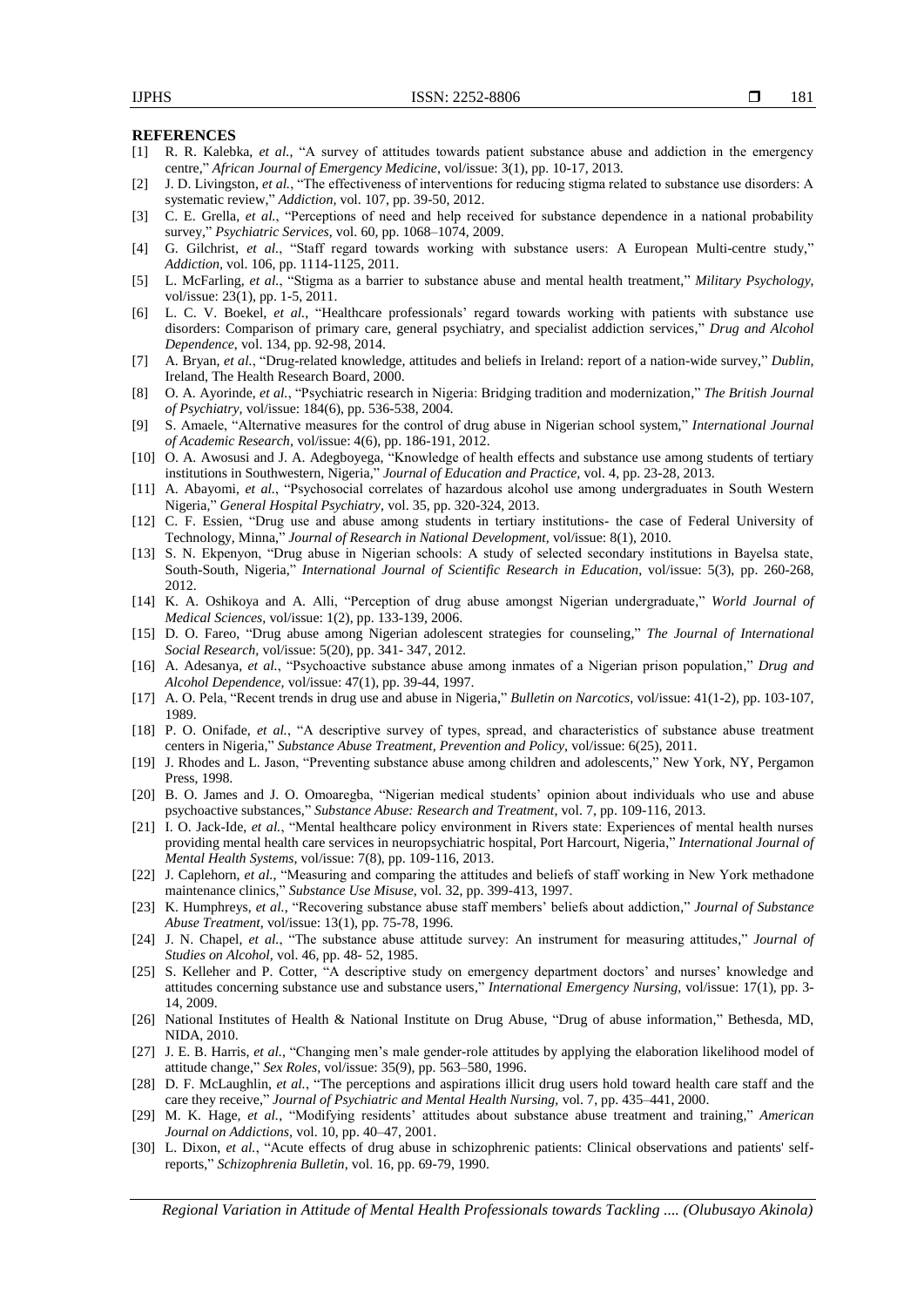## REFERENCES

[1] R. R. Kalebka, *et al.*, "A survey of attitudes towards patient substance abuse and addiction in the emergency centre," *African Journal of Emergency Medicine*, vol/issue: 3(1), pp. 10-17, 2013.

[2] J. D. Livingston, *et al.*, "The effectiveness of interventions for reducing stigma related to substance use disorders: A systematic review," *Addiction*, vol. 107, pp. 39-50, 2012.

[3] C. E. Grella, *et al.*, "Perceptions of need and help received for substance dependence in a national probability survey," *Psychiatric Services*, vol. 60, pp. 1068–1074, 2009.

[4] G. Gilchrist, *et al.*, "Staff regard towards working with substance users: A European Multi-centre study," *Addiction*, vol. 106, pp. 1114-1125, 2011.

[5] L. McFarling, *et al.*, "Stigma as a barrier to substance abuse and mental health treatment," *Military Psychology*, vol/issue: 23(1), pp. 1-5, 2011.

[6] L. C. V. Boekel, *et al.*, "Healthcare professionals' regard towards working with patients with substance use disorders: Comparison of primary care, general psychiatry, and specialist addiction services," *Drug and Alcohol Dependence*, vol. 134, pp. 92-98, 2014.

[7] A. Bryan, *et al.*, "Drug-related knowledge, attitudes and beliefs in Ireland: report of a nation-wide survey," *Dublin*, Ireland, The Health Research Board, 2000.

[8] O. A. Ayorinde, *et al.*, "Psychiatric research in Nigeria: Bridging tradition and modernization," *The British Journal of Psychiatry*, vol/issue: 184(6), pp. 536-538, 2004.

[9] S. Amaele, "Alternative measures for the control of drug abuse in Nigerian school system," *International Journal of Academic Research*, vol/issue: 4(6), pp. 186-191, 2012.

[10] O. A. Awosusi and J. A. Adegboyega, "Knowledge of health effects and substance use among students of tertiary institutions in Southwestern, Nigeria," *Journal of Education and Practice*, vol. 4, pp. 23-28, 2013.

[11] A. Abayomi, *et al.*, "Psychosocial correlates of hazardous alcohol use among undergraduates in South Western Nigeria," *General Hospital Psychiatry*, vol. 35, pp. 320-324, 2013.

[12] C. F. Essien, "Drug use and abuse among students in tertiary institutions- the case of Federal University of Technology, Minna," *Journal of Research in National Development*, vol/issue: 8(1), 2010.

[13] S. N. Ekpenyon, "Drug abuse in Nigerian schools: A study of selected secondary institutions in Bayelsa state, South-South, Nigeria," *International Journal of Scientific Research in Education*, vol/issue: 5(3), pp. 260-268, 2012.

[14] K. A. Oshikoya and A. Alli, "Perception of drug abuse amongst Nigerian undergraduate," *World Journal of Medical Sciences*, vol/issue: 1(2), pp. 133-139, 2006.

[15] D. O. Fareo, "Drug abuse among Nigerian adolescent strategies for counseling," *The Journal of International Social Research*, vol/issue: 5(20), pp. 341- 347, 2012.

[16] A. Adesanya, *et al.*, "Psychoactive substance abuse among inmates of a Nigerian prison population," *Drug and Alcohol Dependence*, vol/issue: 47(1), pp. 39-44, 1997.

[17] A. O. Pela, "Recent trends in drug use and abuse in Nigeria," *Bulletin on Narcotics*, vol/issue: 41(1-2), pp. 103-107, 1989.

[18] P. O. Onifade, *et al.*, "A descriptive survey of types, spread, and characteristics of substance abuse treatment centers in Nigeria," *Substance Abuse Treatment, Prevention and Policy*, vol/issue: 6(25), 2011.

[19] J. Rhodes and L. Jason, "Preventing substance abuse among children and adolescents," New York, NY, Pergamon Press, 1998.

[20] B. O. James and J. O. Omoaregba, "Nigerian medical students' opinion about individuals who use and abuse psychoactive substances," *Substance Abuse: Research and Treatment*, vol. 7, pp. 109-116, 2013.

[21] I. O. Jack-Ide, *et al.*, "Mental healthcare policy environment in Rivers state: Experiences of mental health nurses providing mental health care services in neuropsychiatric hospital, Port Harcourt, Nigeria," *International Journal of Mental Health Systems*, vol/issue: 7(8), pp. 109-116, 2013.

[22] J. Caplehorn, *et al.*, "Measuring and comparing the attitudes and beliefs of staff working in New York methadone maintenance clinics," *Substance Use Misuse*, vol. 32, pp. 399-413, 1997.

[23] K. Humphreys, *et al.*, "Recovering substance abuse staff members' beliefs about addiction," *Journal of Substance Abuse Treatment*, vol/issue: 13(1), pp. 75-78, 1996.

[24] J. N. Chapel, *et al.*, "The substance abuse attitude survey: An instrument for measuring attitudes," *Journal of Studies on Alcohol*, vol. 46, pp. 48- 52, 1985.

[25] S. Kelleher and P. Cotter, "A descriptive study on emergency department doctors' and nurses' knowledge and attitudes concerning substance use and substance users," *International Emergency Nursing*, vol/issue: 17(1), pp. 3-14, 2009.

[26] National Institutes of Health & National Institute on Drug Abuse, "Drug of abuse information," Bethesda, MD, NIDA, 2010.

[27] J. E. B. Harris, *et al.*, "Changing men's male gender-role attitudes by applying the elaboration likelihood model of attitude change," *Sex Roles*, vol/issue: 35(9), pp. 563–580, 1996.

[28] D. F. McLaughlin, *et al.*, "The perceptions and aspirations illicit drug users hold toward health care staff and the care they receive," *Journal of Psychiatric and Mental Health Nursing*, vol. 7, pp. 435–441, 2000.

[29] M. K. Hage, *et al.*, "Modifying residents' attitudes about substance abuse treatment and training," *American Journal on Addictions*, vol. 10, pp. 40–47, 2001.

[30] L. Dixon, *et al.*, "Acute effects of drug abuse in schizophrenic patients: Clinical observations and patients' self-reports," *Schizophrenia Bulletin*, vol. 16, pp. 69-79, 1990.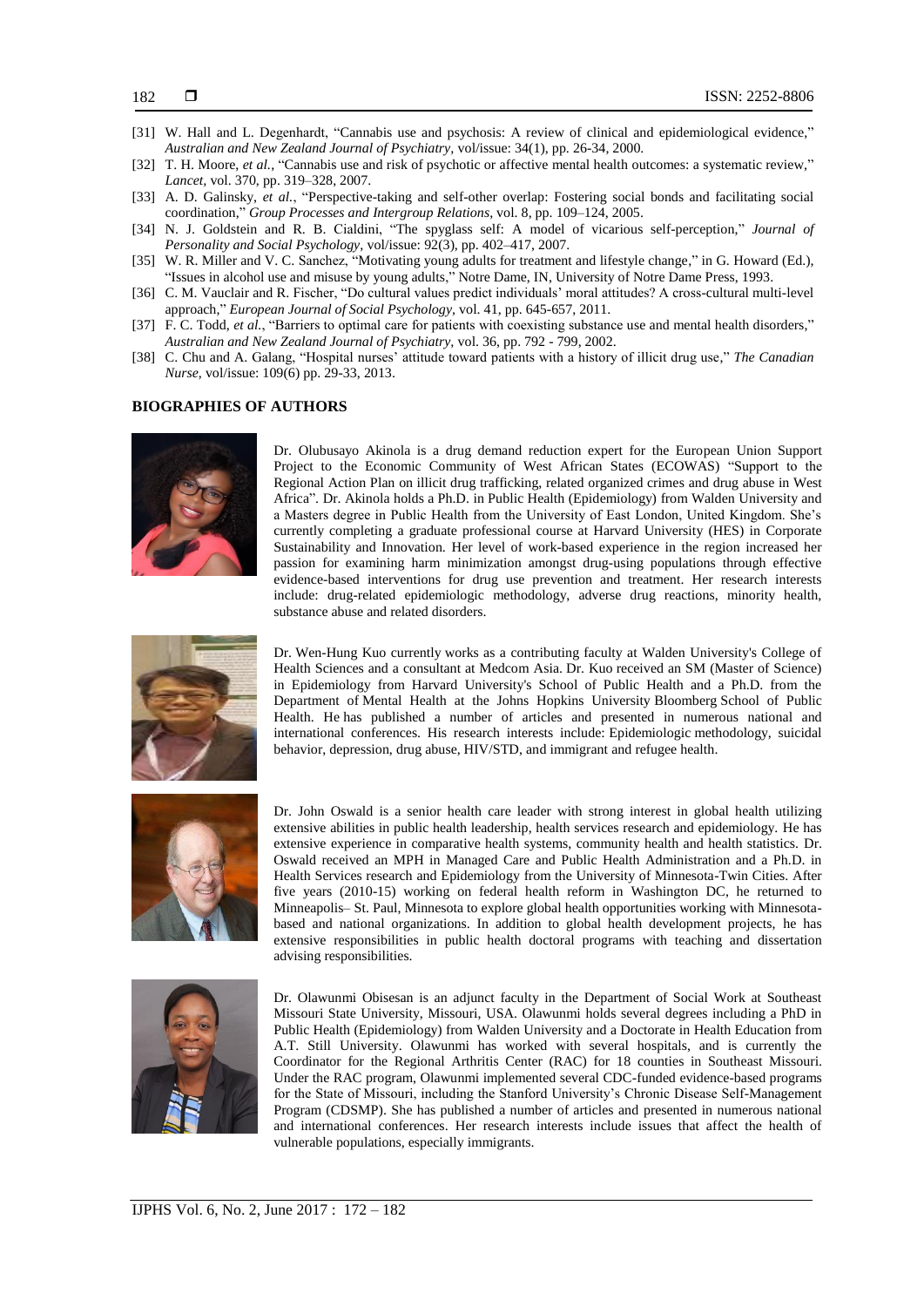[31] W. Hall and L. Degenhardt, "Cannabis use and psychosis: A review of clinical and epidemiological evidence," *Australian and New Zealand Journal of Psychiatry*, vol/issue: 34(1), pp. 26-34, 2000.

[32] T. H. Moore, *et al.*, "Cannabis use and risk of psychotic or affective mental health outcomes: a systematic review," *Lancet*, vol. 370, pp. 319–328, 2007.

[33] A. D. Galinsky, *et al.*, "Perspective-taking and self-other overlap: Fostering social bonds and facilitating social coordination," *Group Processes and Intergroup Relations*, vol. 8, pp. 109–124, 2005.

[34] N. J. Goldstein and R. B. Cialdini, "The spyglass self: A model of vicarious self-perception," *Journal of Personality and Social Psychology*, vol/issue: 92(3), pp. 402–417, 2007.

[35] W. R. Miller and V. C. Sanchez, "Motivating young adults for treatment and lifestyle change," in G. Howard (Ed.), "Issues in alcohol use and misuse by young adults," Notre Dame, IN, University of Notre Dame Press, 1993.

[36] C. M. Vauclair and R. Fischer, "Do cultural values predict individuals' moral attitudes? A cross-cultural multi-level approach," *European Journal of Social Psychology*, vol. 41, pp. 645-657, 2011.

[37] F. C. Todd, *et al.*, "Barriers to optimal care for patients with coexisting substance use and mental health disorders," *Australian and New Zealand Journal of Psychiatry*, vol. 36, pp. 792 - 799, 2002.

[38] C. Chu and A. Galang, "Hospital nurses' attitude toward patients with a history of illicit drug use," *The Canadian Nurse*, vol/issue: 109(6) pp. 29-33, 2013.

## BIOGRAPHIES OF AUTHORS

Dr. Olubusayo Akinola is a drug demand reduction expert for the European Union Support Project to the Economic Community of West African States (ECOWAS) "Support to the Regional Action Plan on illicit drug trafficking, related organized crimes and drug abuse in West Africa". Dr. Akinola holds a Ph.D. in Public Health (Epidemiology) from Walden University and a Masters degree in Public Health from the University of East London, United Kingdom. She's currently completing a graduate professional course at Harvard University (HES) in Corporate Sustainability and Innovation. Her level of work-based experience in the region increased her passion for examining harm minimization amongst drug-using populations through effective evidence-based interventions for drug use prevention and treatment. Her research interests include: drug-related epidemiologic methodology, adverse drug reactions, minority health, substance abuse and related disorders.

Dr. Wen-Hung Kuo currently works as a contributing faculty at Walden University's College of Health Sciences and a consultant at Medcom Asia. Dr. Kuo received an SM (Master of Science) in Epidemiology from Harvard University's School of Public Health and a Ph.D. from the Department of Mental Health at the Johns Hopkins University Bloomberg School of Public Health. He has published a number of articles and presented in numerous national and international conferences. His research interests include: Epidemiologic methodology, suicidal behavior, depression, drug abuse, HIV/STD, and immigrant and refugee health.

Dr. John Oswald is a senior health care leader with strong interest in global health utilizing extensive abilities in public health leadership, health services research and epidemiology. He has extensive experience in comparative health systems, community health and health statistics. Dr. Oswald received an MPH in Managed Care and Public Health Administration and a Ph.D. in Health Services research and Epidemiology from the University of Minnesota-Twin Cities. After five years (2010-15) working on federal health reform in Washington DC, he returned to Minneapolis– St. Paul, Minnesota to explore global health opportunities working with Minnesota-based and national organizations. In addition to global health development projects, he has extensive responsibilities in public health doctoral programs with teaching and dissertation advising responsibilities.

Dr. Olawunmi Obisesan is an adjunct faculty in the Department of Social Work at Southeast Missouri State University, Missouri, USA. Olawunmi holds several degrees including a PhD in Public Health (Epidemiology) from Walden University and a Doctorate in Health Education from A.T. Still University. Olawunmi has worked with several hospitals, and is currently the Coordinator for the Regional Arthritis Center (RAC) for 18 counties in Southeast Missouri. Under the RAC program, Olawunmi implemented several CDC-funded evidence-based programs for the State of Missouri, including the Stanford University's Chronic Disease Self-Management Program (CDSMP). She has published a number of articles and presented in numerous national and international conferences. Her research interests include issues that affect the health of vulnerable populations, especially immigrants.